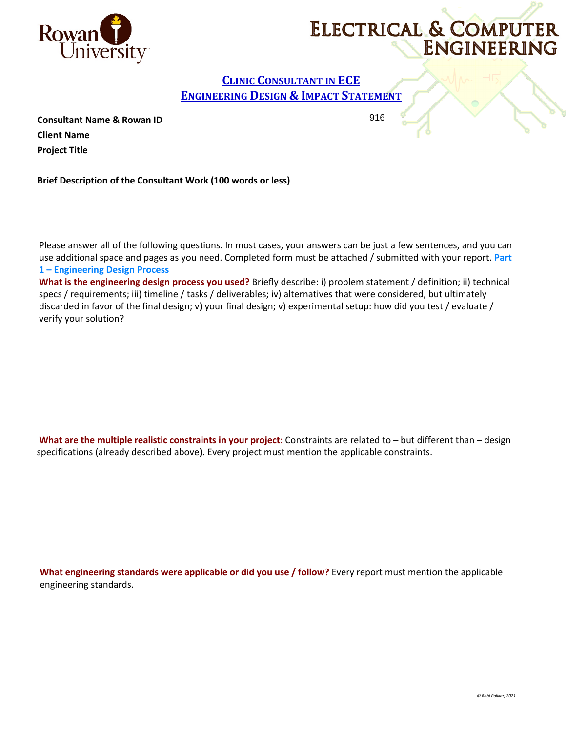# Electrical & Computer Engineering

## Clinic Consultant in ECE
## Engineering Design & Impact Statement

**Consultant Name & Rowan ID** 916

**Client Name**

**Project Title**

**Brief Description of the Consultant Work (100 words or less)**

Please answer all of the following questions. In most cases, your answers can be just a few sentences, and you can use additional space and pages as you need. Completed form must be attached / submitted with your report.

**Part 1 – Engineering Design Process**

**What is the engineering design process you used?** Briefly describe: i) problem statement / definition; ii) technical specs / requirements; iii) timeline / tasks / deliverables; iv) alternatives that were considered, but ultimately discarded in favor of the final design; v) your final design; v) experimental setup: how did you test / evaluate / verify your solution?

**What are the multiple realistic constraints in your project**: Constraints are related to – but different than – design specifications (already described above). Every project must mention the applicable constraints.

**What engineering standards were applicable or did you use / follow?** Every report must mention the applicable engineering standards.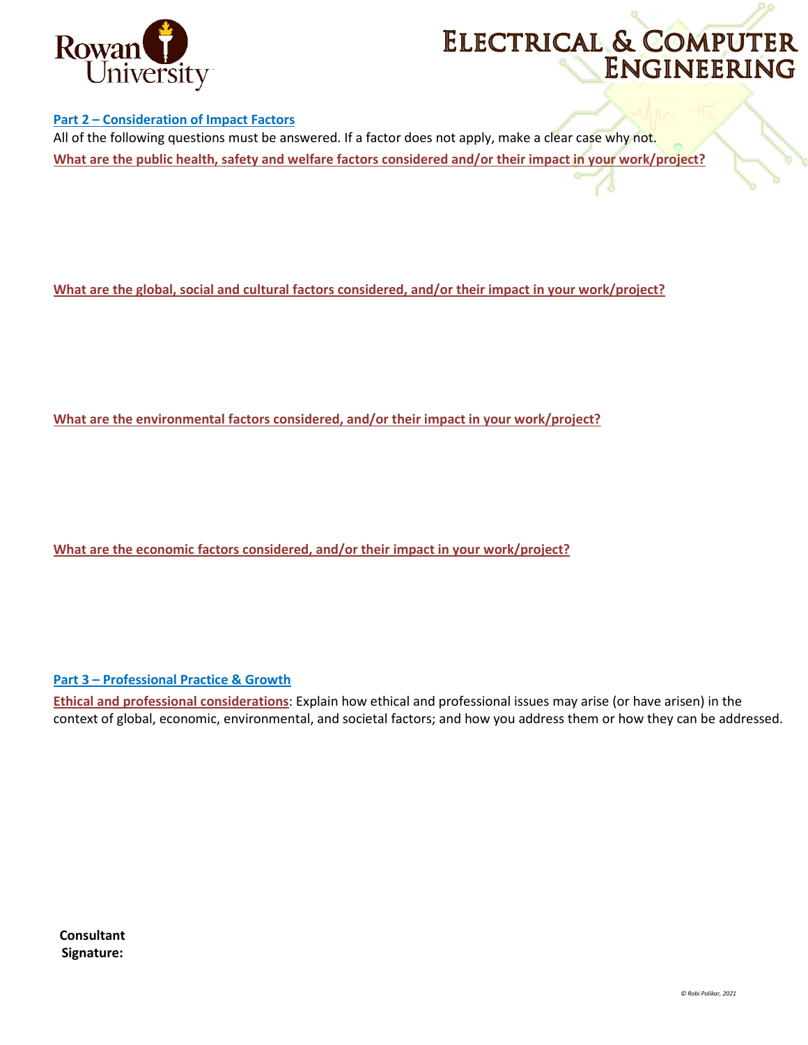## Part 2 – Consideration of Impact Factors

All of the following questions must be answered. If a factor does not apply, make a clear case why not.

**What are the public health, safety and welfare factors considered and/or their impact in your work/project?**

**What are the global, social and cultural factors considered, and/or their impact in your work/project?**

**What are the environmental factors considered, and/or their impact in your work/project?**

**What are the economic factors considered, and/or their impact in your work/project?**

## Part 3 – Professional Practice & Growth

**Ethical and professional considerations**: Explain how ethical and professional issues may arise (or have arisen) in the context of global, economic, environmental, and societal factors; and how you address them or how they can be addressed.

**Consultant Signature:**

*© Robi Polikar, 2021*